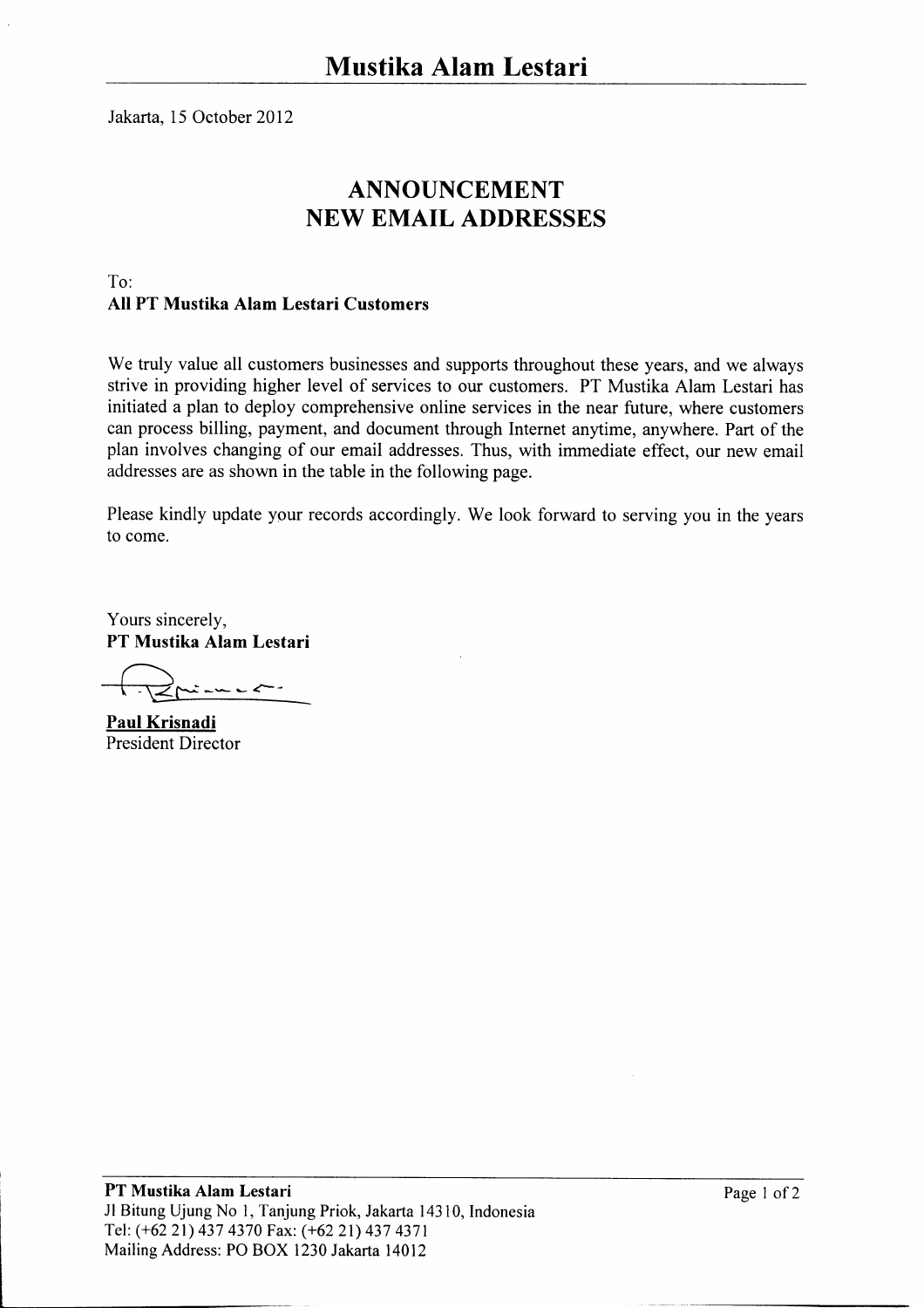# Mustika Alam Lestari

Jakarta, 15 October 2012

## ANNOUNCEMENT
## NEW EMAIL ADDRESSES

To:
**All PT Mustika Alam Lestari Customers**

We truly value all customers businesses and supports throughout these years, and we always strive in providing higher level of services to our customers. PT Mustika Alam Lestari has initiated a plan to deploy comprehensive online services in the near future, where customers can process billing, payment, and document through Internet anytime, anywhere. Part of the plan involves changing of our email addresses. Thus, with immediate effect, our new email addresses are as shown in the table in the following page.

Please kindly update your records accordingly. We look forward to serving you in the years to come.

Yours sincerely,
**PT Mustika Alam Lestari**

**Paul Krisnadi**
President Director

**PT Mustika Alam Lestari**
Jl Bitung Ujung No 1, Tanjung Priok, Jakarta 14310, Indonesia
Tel: (+62 21) 437 4370 Fax: (+62 21) 437 4371
Mailing Address: PO BOX 1230 Jakarta 14012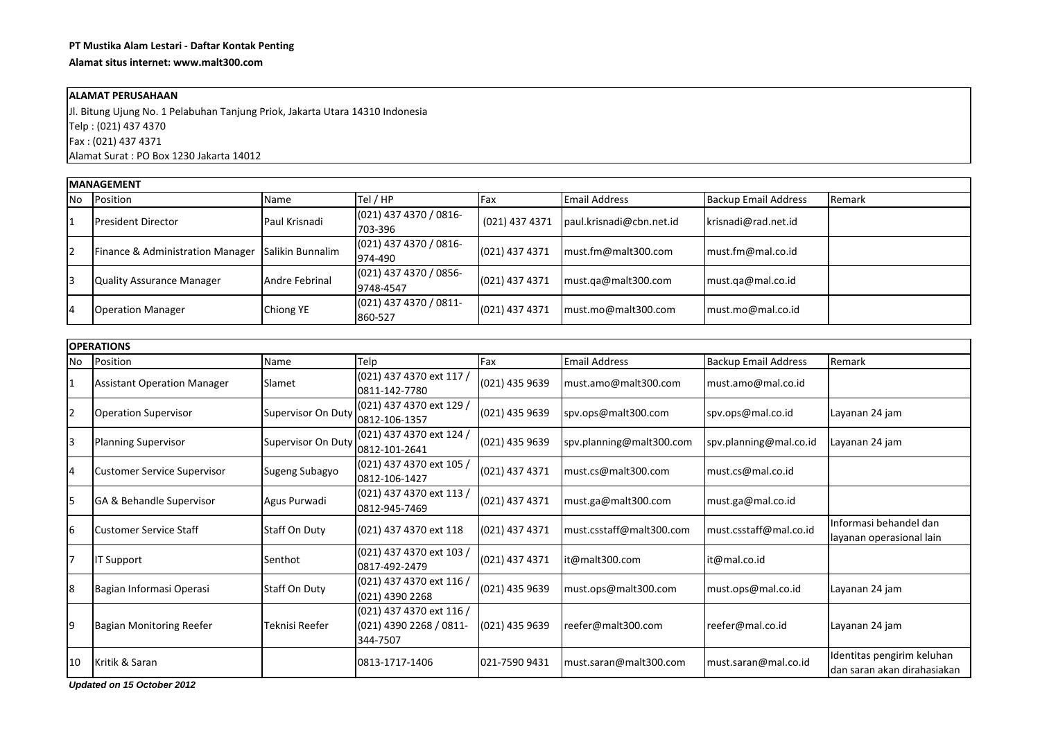**PT Mustika Alam Lestari - Daftar Kontak Penting**

**Alamat situs internet: www.malt300.com**

**ALAMAT PERUSAHAAN**

Jl. Bitung Ujung No. 1 Pelabuhan Tanjung Priok, Jakarta Utara 14310 Indonesia

Telp : (021) 437 4370

Fax : (021) 437 4371

Alamat Surat : PO Box 1230 Jakarta 14012

**MANAGEMENT**

| No | Position | Name | Tel / HP | Fax | Email Address | Backup Email Address | Remark |
|---|---|---|---|---|---|---|---|
| 1 | President Director | Paul Krisnadi | (021) 437 4370 / 0816-703-396 | (021) 437 4371 | paul.krisnadi@cbn.net.id | krisnadi@rad.net.id | |
| 2 | Finance & Administration Manager | Salikin Bunnalim | (021) 437 4370 / 0816-974-490 | (021) 437 4371 | must.fm@malt300.com | must.fm@mal.co.id | |
| 3 | Quality Assurance Manager | Andre Febrinal | (021) 437 4370 / 0856-9748-4547 | (021) 437 4371 | must.qa@malt300.com | must.qa@mal.co.id | |
| 4 | Operation Manager | Chiong YE | (021) 437 4370 / 0811-860-527 | (021) 437 4371 | must.mo@malt300.com | must.mo@mal.co.id | |

**OPERATIONS**

| No | Position | Name | Telp | Fax | Email Address | Backup Email Address | Remark |
|---|---|---|---|---|---|---|---|
| 1 | Assistant Operation Manager | Slamet | (021) 437 4370 ext 117 / 0811-142-7780 | (021) 435 9639 | must.amo@malt300.com | must.amo@mal.co.id | |
| 2 | Operation Supervisor | Supervisor On Duty | (021) 437 4370 ext 129 / 0812-106-1357 | (021) 435 9639 | spv.ops@malt300.com | spv.ops@mal.co.id | Layanan 24 jam |
| 3 | Planning Supervisor | Supervisor On Duty | (021) 437 4370 ext 124 / 0812-101-2641 | (021) 435 9639 | spv.planning@malt300.com | spv.planning@mal.co.id | Layanan 24 jam |
| 4 | Customer Service Supervisor | Sugeng Subagyo | (021) 437 4370 ext 105 / 0812-106-1427 | (021) 437 4371 | must.cs@malt300.com | must.cs@mal.co.id | |
| 5 | GA & Behandle Supervisor | Agus Purwadi | (021) 437 4370 ext 113 / 0812-945-7469 | (021) 437 4371 | must.ga@malt300.com | must.ga@mal.co.id | |
| 6 | Customer Service Staff | Staff On Duty | (021) 437 4370 ext 118 | (021) 437 4371 | must.csstaff@malt300.com | must.csstaff@mal.co.id | Informasi behandel dan layanan operasional lain |
| 7 | IT Support | Senthot | (021) 437 4370 ext 103 / 0817-492-2479 | (021) 437 4371 | it@malt300.com | it@mal.co.id | |
| 8 | Bagian Informasi Operasi | Staff On Duty | (021) 437 4370 ext 116 / (021) 4390 2268 | (021) 435 9639 | must.ops@malt300.com | must.ops@mal.co.id | Layanan 24 jam |
| 9 | Bagian Monitoring Reefer | Teknisi Reefer | (021) 437 4370 ext 116 / (021) 4390 2268 / 0811-344-7507 | (021) 435 9639 | reefer@malt300.com | reefer@mal.co.id | Layanan 24 jam |
| 10 | Kritik & Saran | | 0813-1717-1406 | 021-7590 9431 | must.saran@malt300.com | must.saran@mal.co.id | Identitas pengirim keluhan dan saran akan dirahasiakan |

***Updated on 15 October 2012***